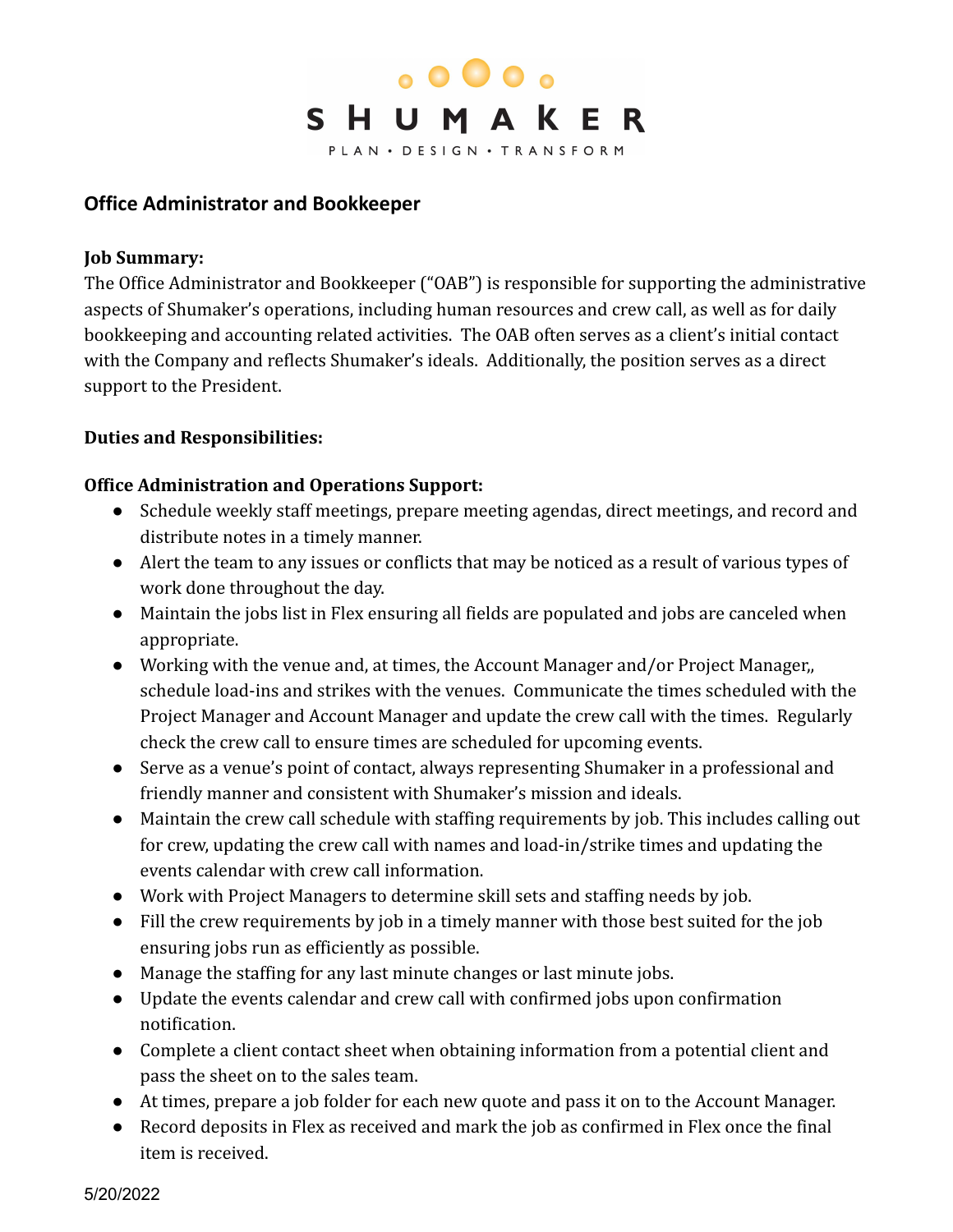SHUMAKER

PLAN • DESIGN • TRANSFORM

## Office Administrator and Bookkeeper

**Job Summary:**

The Office Administrator and Bookkeeper ("OAB") is responsible for supporting the administrative aspects of Shumaker's operations, including human resources and crew call, as well as for daily bookkeeping and accounting related activities. The OAB often serves as a client's initial contact with the Company and reflects Shumaker's ideals. Additionally, the position serves as a direct support to the President.

**Duties and Responsibilities:**

**Office Administration and Operations Support:**

- Schedule weekly staff meetings, prepare meeting agendas, direct meetings, and record and distribute notes in a timely manner.
- Alert the team to any issues or conflicts that may be noticed as a result of various types of work done throughout the day.
- Maintain the jobs list in Flex ensuring all fields are populated and jobs are canceled when appropriate.
- Working with the venue and, at times, the Account Manager and/or Project Manager,, schedule load-ins and strikes with the venues. Communicate the times scheduled with the Project Manager and Account Manager and update the crew call with the times. Regularly check the crew call to ensure times are scheduled for upcoming events.
- Serve as a venue's point of contact, always representing Shumaker in a professional and friendly manner and consistent with Shumaker's mission and ideals.
- Maintain the crew call schedule with staffing requirements by job. This includes calling out for crew, updating the crew call with names and load-in/strike times and updating the events calendar with crew call information.
- Work with Project Managers to determine skill sets and staffing needs by job.
- Fill the crew requirements by job in a timely manner with those best suited for the job ensuring jobs run as efficiently as possible.
- Manage the staffing for any last minute changes or last minute jobs.
- Update the events calendar and crew call with confirmed jobs upon confirmation notification.
- Complete a client contact sheet when obtaining information from a potential client and pass the sheet on to the sales team.
- At times, prepare a job folder for each new quote and pass it on to the Account Manager.
- Record deposits in Flex as received and mark the job as confirmed in Flex once the final item is received.

5/20/2022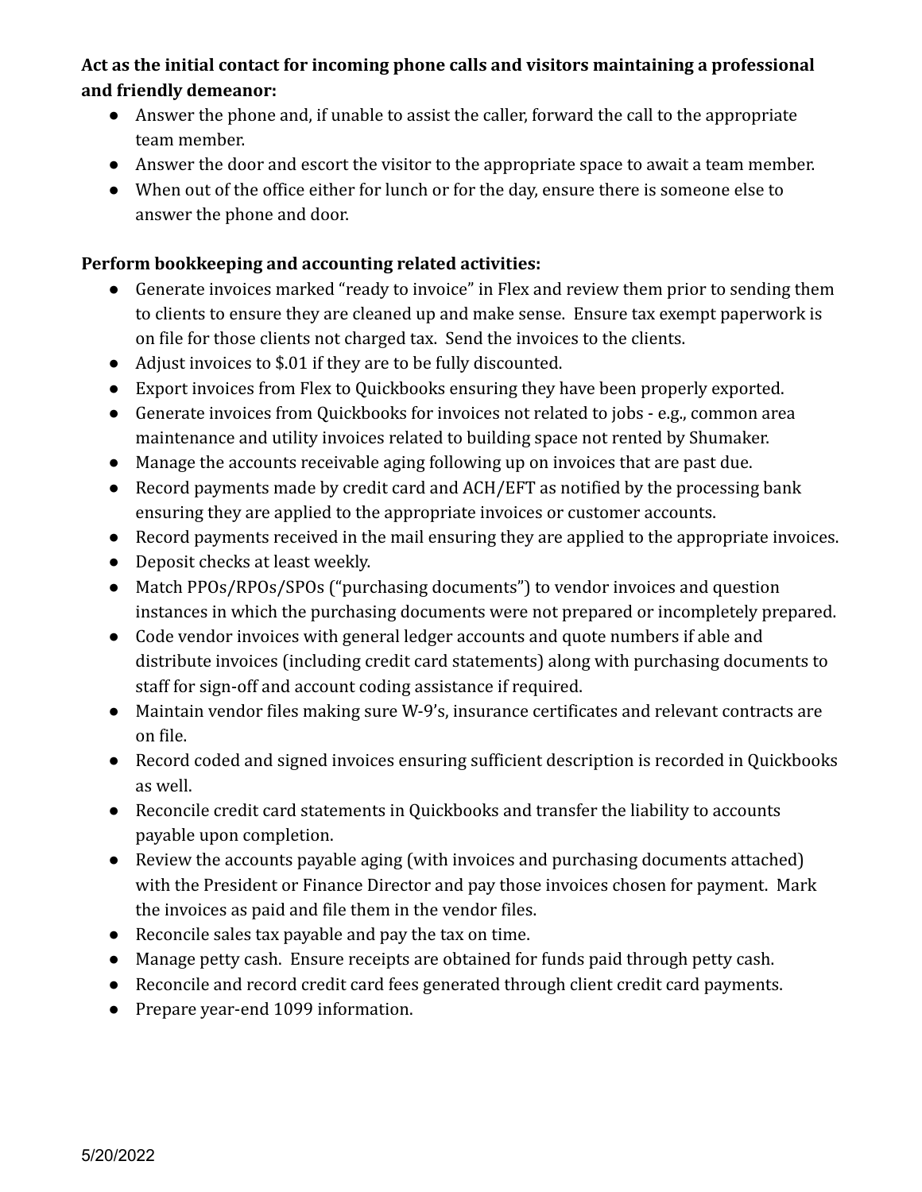**Act as the initial contact for incoming phone calls and visitors maintaining a professional and friendly demeanor:**

- Answer the phone and, if unable to assist the caller, forward the call to the appropriate team member.
- Answer the door and escort the visitor to the appropriate space to await a team member.
- When out of the office either for lunch or for the day, ensure there is someone else to answer the phone and door.

**Perform bookkeeping and accounting related activities:**

- Generate invoices marked "ready to invoice" in Flex and review them prior to sending them to clients to ensure they are cleaned up and make sense. Ensure tax exempt paperwork is on file for those clients not charged tax. Send the invoices to the clients.
- Adjust invoices to $.01 if they are to be fully discounted.
- Export invoices from Flex to Quickbooks ensuring they have been properly exported.
- Generate invoices from Quickbooks for invoices not related to jobs - e.g., common area maintenance and utility invoices related to building space not rented by Shumaker.
- Manage the accounts receivable aging following up on invoices that are past due.
- Record payments made by credit card and ACH/EFT as notified by the processing bank ensuring they are applied to the appropriate invoices or customer accounts.
- Record payments received in the mail ensuring they are applied to the appropriate invoices.
- Deposit checks at least weekly.
- Match PPOs/RPOs/SPOs ("purchasing documents") to vendor invoices and question instances in which the purchasing documents were not prepared or incompletely prepared.
- Code vendor invoices with general ledger accounts and quote numbers if able and distribute invoices (including credit card statements) along with purchasing documents to staff for sign-off and account coding assistance if required.
- Maintain vendor files making sure W-9's, insurance certificates and relevant contracts are on file.
- Record coded and signed invoices ensuring sufficient description is recorded in Quickbooks as well.
- Reconcile credit card statements in Quickbooks and transfer the liability to accounts payable upon completion.
- Review the accounts payable aging (with invoices and purchasing documents attached) with the President or Finance Director and pay those invoices chosen for payment. Mark the invoices as paid and file them in the vendor files.
- Reconcile sales tax payable and pay the tax on time.
- Manage petty cash. Ensure receipts are obtained for funds paid through petty cash.
- Reconcile and record credit card fees generated through client credit card payments.
- Prepare year-end 1099 information.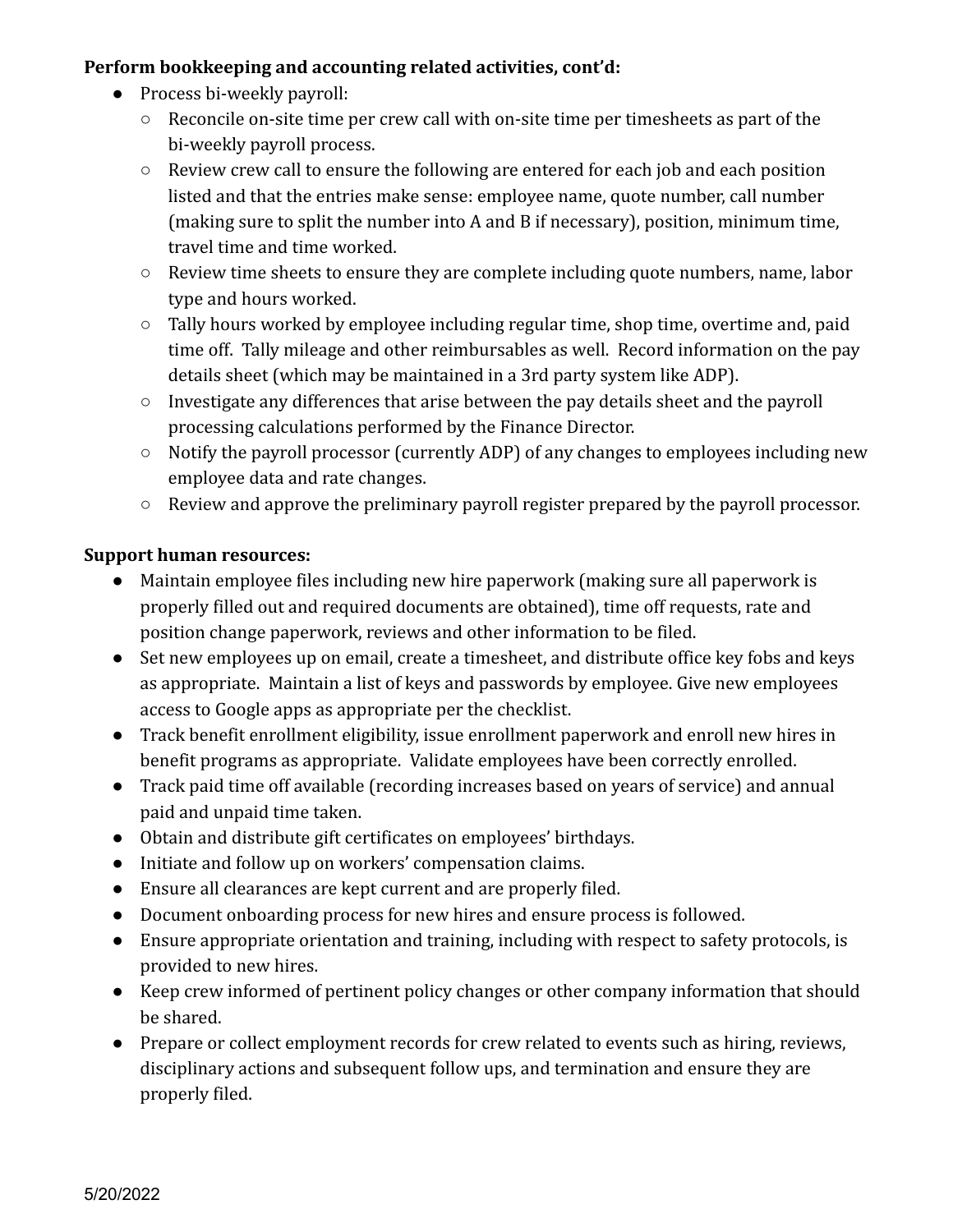**Perform bookkeeping and accounting related activities, cont'd:**

- Process bi-weekly payroll:
  - Reconcile on-site time per crew call with on-site time per timesheets as part of the bi-weekly payroll process.
  - Review crew call to ensure the following are entered for each job and each position listed and that the entries make sense: employee name, quote number, call number (making sure to split the number into A and B if necessary), position, minimum time, travel time and time worked.
  - Review time sheets to ensure they are complete including quote numbers, name, labor type and hours worked.
  - Tally hours worked by employee including regular time, shop time, overtime and, paid time off. Tally mileage and other reimbursables as well. Record information on the pay details sheet (which may be maintained in a 3rd party system like ADP).
  - Investigate any differences that arise between the pay details sheet and the payroll processing calculations performed by the Finance Director.
  - Notify the payroll processor (currently ADP) of any changes to employees including new employee data and rate changes.
  - Review and approve the preliminary payroll register prepared by the payroll processor.

**Support human resources:**

- Maintain employee files including new hire paperwork (making sure all paperwork is properly filled out and required documents are obtained), time off requests, rate and position change paperwork, reviews and other information to be filed.
- Set new employees up on email, create a timesheet, and distribute office key fobs and keys as appropriate. Maintain a list of keys and passwords by employee. Give new employees access to Google apps as appropriate per the checklist.
- Track benefit enrollment eligibility, issue enrollment paperwork and enroll new hires in benefit programs as appropriate. Validate employees have been correctly enrolled.
- Track paid time off available (recording increases based on years of service) and annual paid and unpaid time taken.
- Obtain and distribute gift certificates on employees' birthdays.
- Initiate and follow up on workers' compensation claims.
- Ensure all clearances are kept current and are properly filed.
- Document onboarding process for new hires and ensure process is followed.
- Ensure appropriate orientation and training, including with respect to safety protocols, is provided to new hires.
- Keep crew informed of pertinent policy changes or other company information that should be shared.
- Prepare or collect employment records for crew related to events such as hiring, reviews, disciplinary actions and subsequent follow ups, and termination and ensure they are properly filed.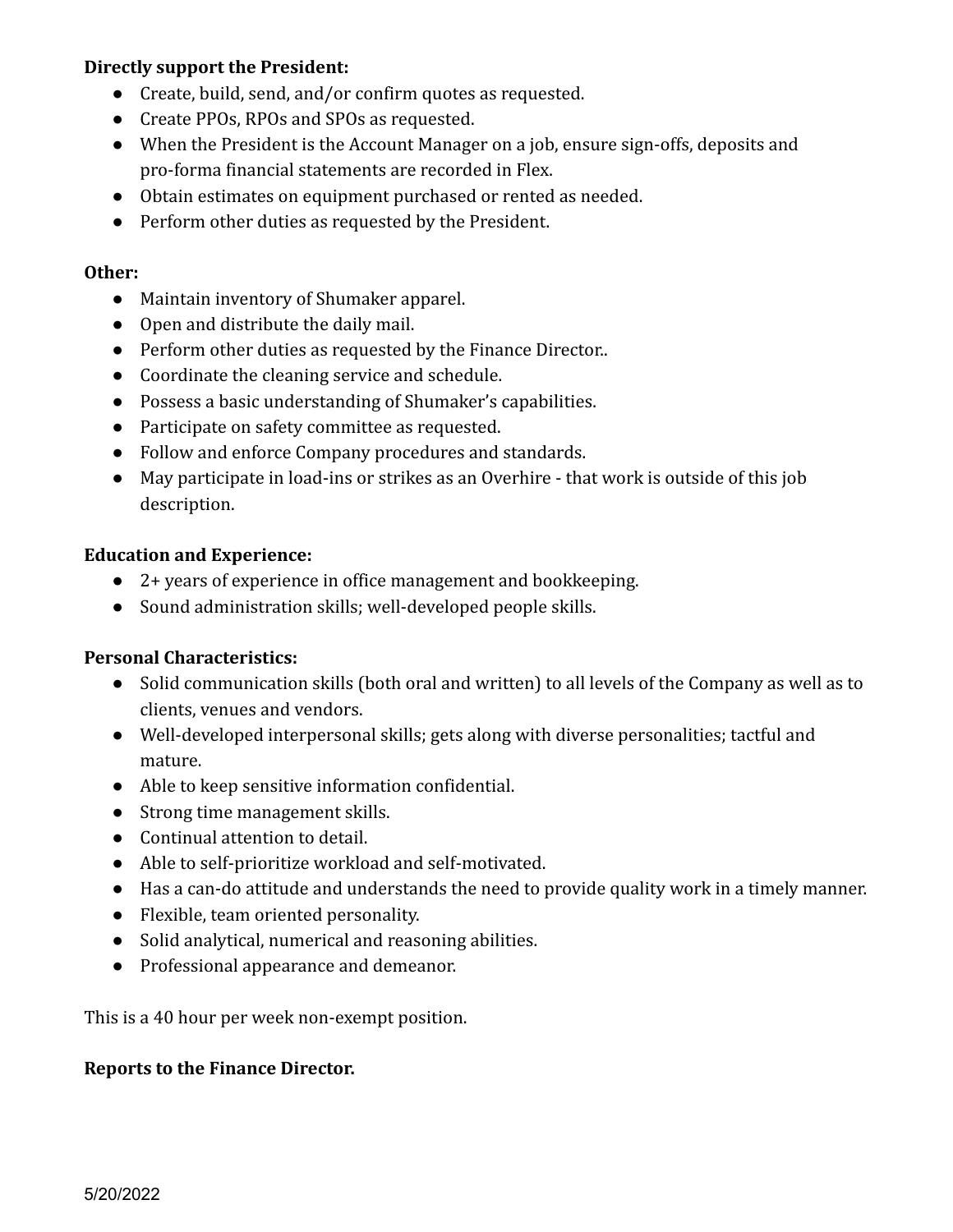**Directly support the President:**

- Create, build, send, and/or confirm quotes as requested.
- Create PPOs, RPOs and SPOs as requested.
- When the President is the Account Manager on a job, ensure sign-offs, deposits and pro-forma financial statements are recorded in Flex.
- Obtain estimates on equipment purchased or rented as needed.
- Perform other duties as requested by the President.

**Other:**

- Maintain inventory of Shumaker apparel.
- Open and distribute the daily mail.
- Perform other duties as requested by the Finance Director..
- Coordinate the cleaning service and schedule.
- Possess a basic understanding of Shumaker's capabilities.
- Participate on safety committee as requested.
- Follow and enforce Company procedures and standards.
- May participate in load-ins or strikes as an Overhire - that work is outside of this job description.

**Education and Experience:**

- 2+ years of experience in office management and bookkeeping.
- Sound administration skills; well-developed people skills.

**Personal Characteristics:**

- Solid communication skills (both oral and written) to all levels of the Company as well as to clients, venues and vendors.
- Well-developed interpersonal skills; gets along with diverse personalities; tactful and mature.
- Able to keep sensitive information confidential.
- Strong time management skills.
- Continual attention to detail.
- Able to self-prioritize workload and self-motivated.
- Has a can-do attitude and understands the need to provide quality work in a timely manner.
- Flexible, team oriented personality.
- Solid analytical, numerical and reasoning abilities.
- Professional appearance and demeanor.

This is a 40 hour per week non-exempt position.

**Reports to the Finance Director.**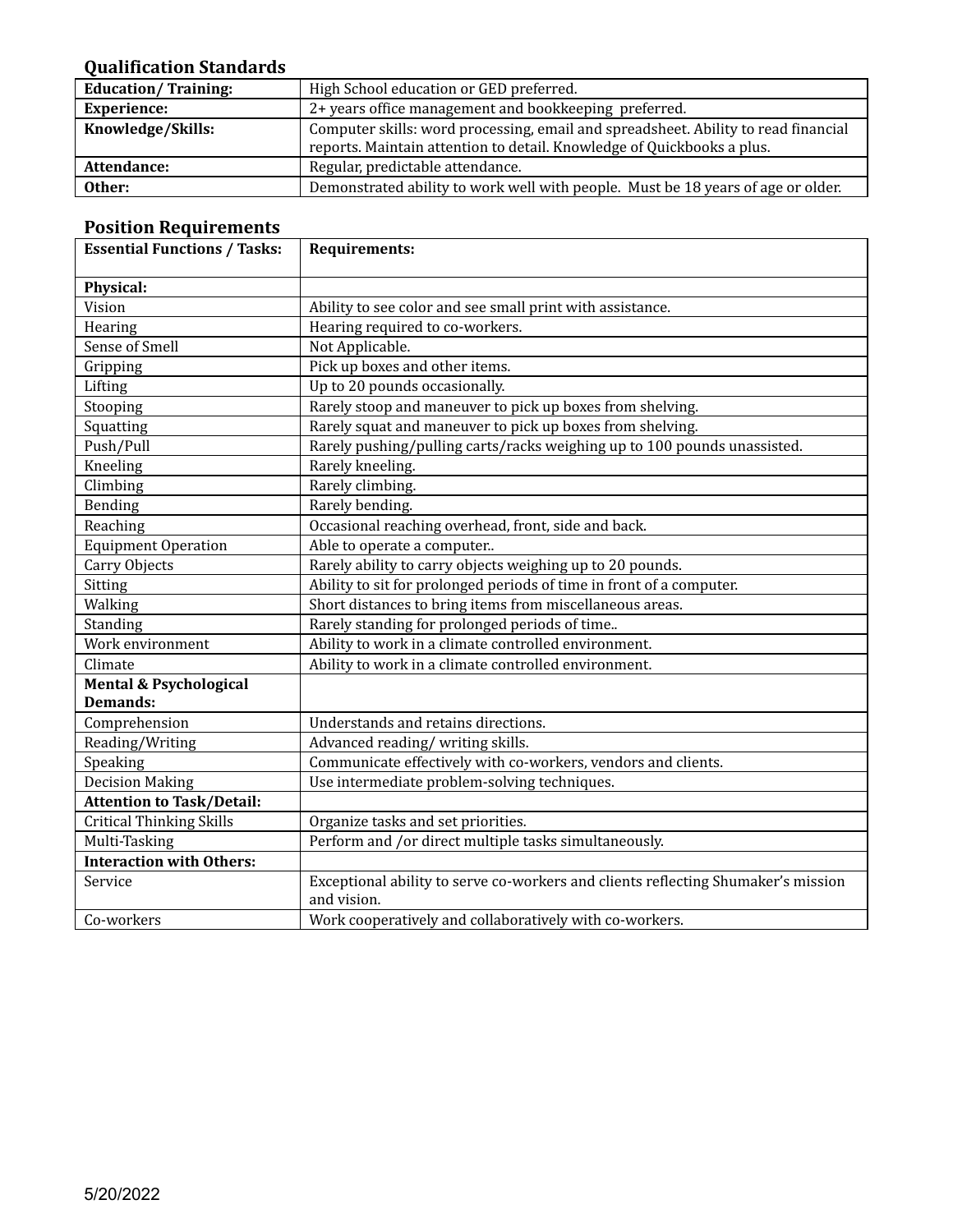## Qualification Standards

| | |
|---|---|
| **Education/ Training:** | High School education or GED preferred. |
| **Experience:** | 2+ years office management and bookkeeping preferred. |
| **Knowledge/Skills:** | Computer skills: word processing, email and spreadsheet. Ability to read financial reports. Maintain attention to detail. Knowledge of Quickbooks a plus. |
| **Attendance:** | Regular, predictable attendance. |
| **Other:** | Demonstrated ability to work well with people. Must be 18 years of age or older. |

## Position Requirements

| **Essential Functions / Tasks:** | **Requirements:** |
|---|---|
| **Physical:** | |
| Vision | Ability to see color and see small print with assistance. |
| Hearing | Hearing required to co-workers. |
| Sense of Smell | Not Applicable. |
| Gripping | Pick up boxes and other items. |
| Lifting | Up to 20 pounds occasionally. |
| Stooping | Rarely stoop and maneuver to pick up boxes from shelving. |
| Squatting | Rarely squat and maneuver to pick up boxes from shelving. |
| Push/Pull | Rarely pushing/pulling carts/racks weighing up to 100 pounds unassisted. |
| Kneeling | Rarely kneeling. |
| Climbing | Rarely climbing. |
| Bending | Rarely bending. |
| Reaching | Occasional reaching overhead, front, side and back. |
| Equipment Operation | Able to operate a computer.. |
| Carry Objects | Rarely ability to carry objects weighing up to 20 pounds. |
| Sitting | Ability to sit for prolonged periods of time in front of a computer. |
| Walking | Short distances to bring items from miscellaneous areas. |
| Standing | Rarely standing for prolonged periods of time.. |
| Work environment | Ability to work in a climate controlled environment. |
| Climate | Ability to work in a climate controlled environment. |
| **Mental & Psychological Demands:** | |
| Comprehension | Understands and retains directions. |
| Reading/Writing | Advanced reading/ writing skills. |
| Speaking | Communicate effectively with co-workers, vendors and clients. |
| Decision Making | Use intermediate problem-solving techniques. |
| **Attention to Task/Detail:** | |
| Critical Thinking Skills | Organize tasks and set priorities. |
| Multi-Tasking | Perform and /or direct multiple tasks simultaneously. |
| **Interaction with Others:** | |
| Service | Exceptional ability to serve co-workers and clients reflecting Shumaker's mission and vision. |
| Co-workers | Work cooperatively and collaboratively with co-workers. |

5/20/2022